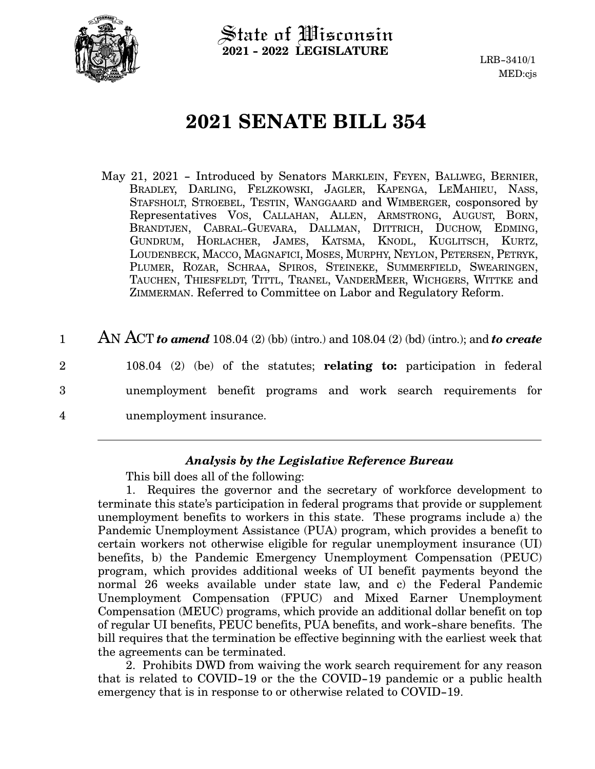State of Wisconsin
**2021 - 2022 LEGISLATURE**

LRB-3410/1
MED:cjs

# 2021 SENATE BILL 354

May 21, 2021 - Introduced by Senators MARKLEIN, FEYEN, BALLWEG, BERNIER, BRADLEY, DARLING, FELZKOWSKI, JAGLER, KAPENGA, LEMAHIEU, NASS, STAFSHOLT, STROEBEL, TESTIN, WANGGAARD and WIMBERGER, cosponsored by Representatives VOS, CALLAHAN, ALLEN, ARMSTRONG, AUGUST, BORN, BRANDTJEN, CABRAL-GUEVARA, DALLMAN, DITTRICH, DUCHOW, EDMING, GUNDRUM, HORLACHER, JAMES, KATSMA, KNODL, KUGLITSCH, KURTZ, LOUDENBECK, MACCO, MAGNAFICI, MOSES, MURPHY, NEYLON, PETERSEN, PETRYK, PLUMER, ROZAR, SCHRAA, SPIROS, STEINEKE, SUMMERFIELD, SWEARINGEN, TAUCHEN, THIESFELDT, TITTL, TRANEL, VANDERMEER, WICHGERS, WITTKE and ZIMMERMAN. Referred to Committee on Labor and Regulatory Reform.

1 AN ACT ***to amend*** 108.04 (2) (bb) (intro.) and 108.04 (2) (bd) (intro.); and ***to create***
2 108.04 (2) (be) of the statutes; **relating to:** participation in federal
3 unemployment benefit programs and work search requirements for
4 unemployment insurance.

---

### *Analysis by the Legislative Reference Bureau*

This bill does all of the following:

1. Requires the governor and the secretary of workforce development to terminate this state's participation in federal programs that provide or supplement unemployment benefits to workers in this state. These programs include a) the Pandemic Unemployment Assistance (PUA) program, which provides a benefit to certain workers not otherwise eligible for regular unemployment insurance (UI) benefits, b) the Pandemic Emergency Unemployment Compensation (PEUC) program, which provides additional weeks of UI benefit payments beyond the normal 26 weeks available under state law, and c) the Federal Pandemic Unemployment Compensation (FPUC) and Mixed Earner Unemployment Compensation (MEUC) programs, which provide an additional dollar benefit on top of regular UI benefits, PEUC benefits, PUA benefits, and work-share benefits. The bill requires that the termination be effective beginning with the earliest week that the agreements can be terminated.

2. Prohibits DWD from waiving the work search requirement for any reason that is related to COVID-19 or the the COVID-19 pandemic or a public health emergency that is in response to or otherwise related to COVID-19.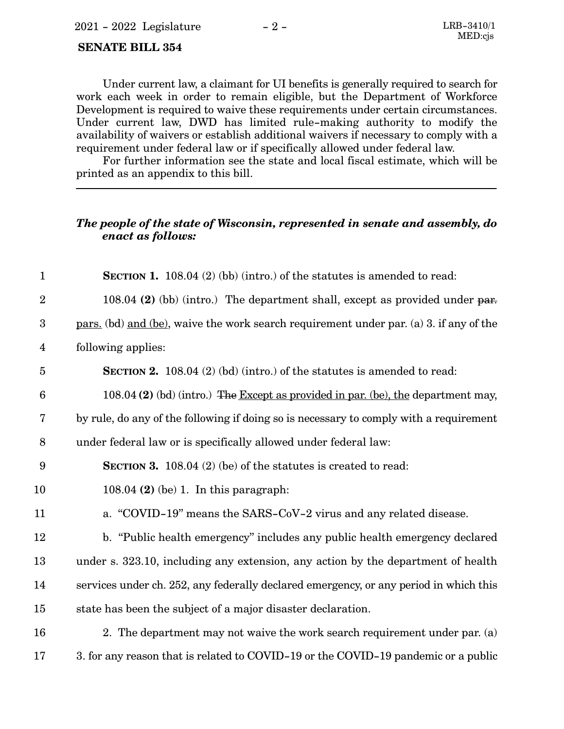**SENATE BILL 354**

Under current law, a claimant for UI benefits is generally required to search for work each week in order to remain eligible, but the Department of Workforce Development is required to waive these requirements under certain circumstances. Under current law, DWD has limited rule-making authority to modify the availability of waivers or establish additional waivers if necessary to comply with a requirement under federal law or if specifically allowed under federal law.

For further information see the state and local fiscal estimate, which will be printed as an appendix to this bill.

---

***The people of the state of Wisconsin, represented in senate and assembly, do enact as follows:***

**SECTION 1.** 108.04 (2) (bb) (intro.) of the statutes is amended to read:

108.04 **(2)** (bb) (intro.) The department shall, except as provided under ~~par.~~ pars. (bd) and (be), waive the work search requirement under par. (a) 3. if any of the following applies:

**SECTION 2.** 108.04 (2) (bd) (intro.) of the statutes is amended to read:

108.04 **(2)** (bd) (intro.) ~~The~~ Except as provided in par. (be), the department may, by rule, do any of the following if doing so is necessary to comply with a requirement under federal law or is specifically allowed under federal law:

**SECTION 3.** 108.04 (2) (be) of the statutes is created to read:

108.04 **(2)** (be) 1. In this paragraph:

a. "COVID-19" means the SARS-CoV-2 virus and any related disease.

b. "Public health emergency" includes any public health emergency declared under s. 323.10, including any extension, any action by the department of health services under ch. 252, any federally declared emergency, or any period in which this state has been the subject of a major disaster declaration.

2. The department may not waive the work search requirement under par. (a) 3. for any reason that is related to COVID-19 or the COVID-19 pandemic or a public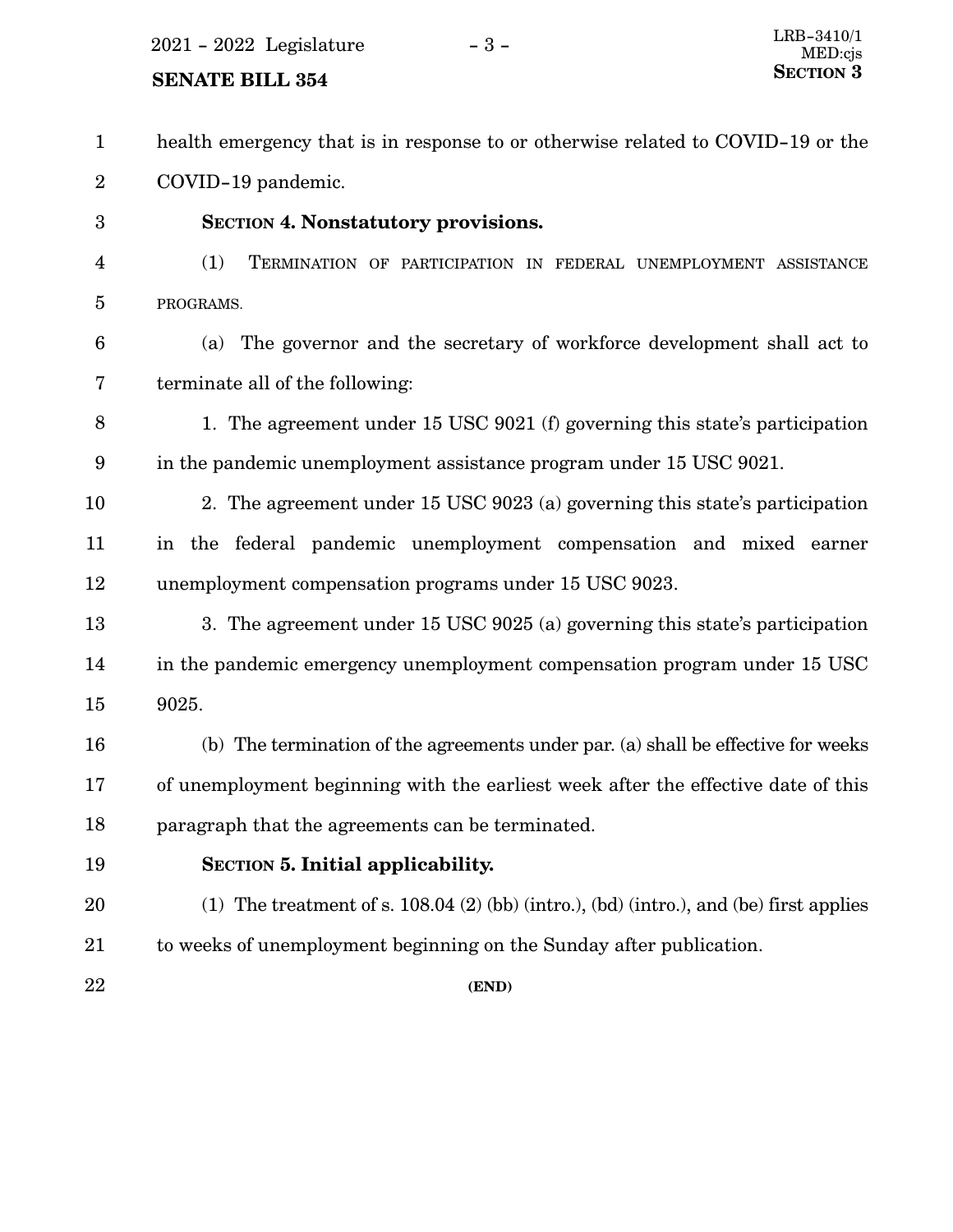health emergency that is in response to or otherwise related to COVID-19 or the COVID-19 pandemic.

**SECTION 4. Nonstatutory provisions.**

(1) TERMINATION OF PARTICIPATION IN FEDERAL UNEMPLOYMENT ASSISTANCE PROGRAMS.

(a) The governor and the secretary of workforce development shall act to terminate all of the following:

1. The agreement under 15 USC 9021 (f) governing this state's participation in the pandemic unemployment assistance program under 15 USC 9021.

2. The agreement under 15 USC 9023 (a) governing this state's participation in the federal pandemic unemployment compensation and mixed earner unemployment compensation programs under 15 USC 9023.

3. The agreement under 15 USC 9025 (a) governing this state's participation in the pandemic emergency unemployment compensation program under 15 USC 9025.

(b) The termination of the agreements under par. (a) shall be effective for weeks of unemployment beginning with the earliest week after the effective date of this paragraph that the agreements can be terminated.

**SECTION 5. Initial applicability.**

(1) The treatment of s. 108.04 (2) (bb) (intro.), (bd) (intro.), and (be) first applies to weeks of unemployment beginning on the Sunday after publication.

**(END)**